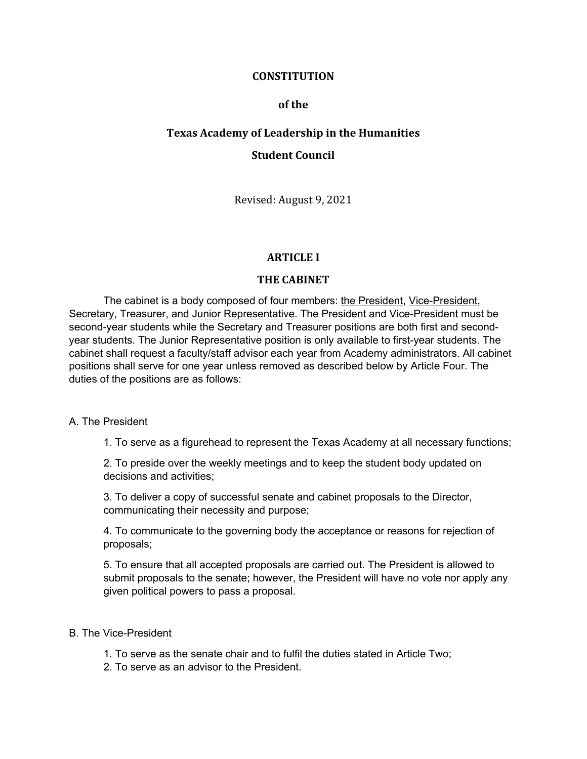# CONSTITUTION

## of the

## Texas Academy of Leadership in the Humanities

## Student Council

Revised: August 9, 2021

## ARTICLE I

## THE CABINET

The cabinet is a body composed of four members: <u>the President</u>, <u>Vice-President</u>, <u>Secretary</u>, <u>Treasurer</u>, and <u>Junior Representative</u>. The President and Vice-President must be second-year students while the Secretary and Treasurer positions are both first and second-year students. The Junior Representative position is only available to first-year students. The cabinet shall request a faculty/staff advisor each year from Academy administrators. All cabinet positions shall serve for one year unless removed as described below by Article Four. The duties of the positions are as follows:

A. The President

1. To serve as a figurehead to represent the Texas Academy at all necessary functions;
2. To preside over the weekly meetings and to keep the student body updated on decisions and activities;
3. To deliver a copy of successful senate and cabinet proposals to the Director, communicating their necessity and purpose;
4. To communicate to the governing body the acceptance or reasons for rejection of proposals;
5. To ensure that all accepted proposals are carried out. The President is allowed to submit proposals to the senate; however, the President will have no vote nor apply any given political powers to pass a proposal.

B. The Vice-President

1. To serve as the senate chair and to fulfil the duties stated in Article Two;
2. To serve as an advisor to the President.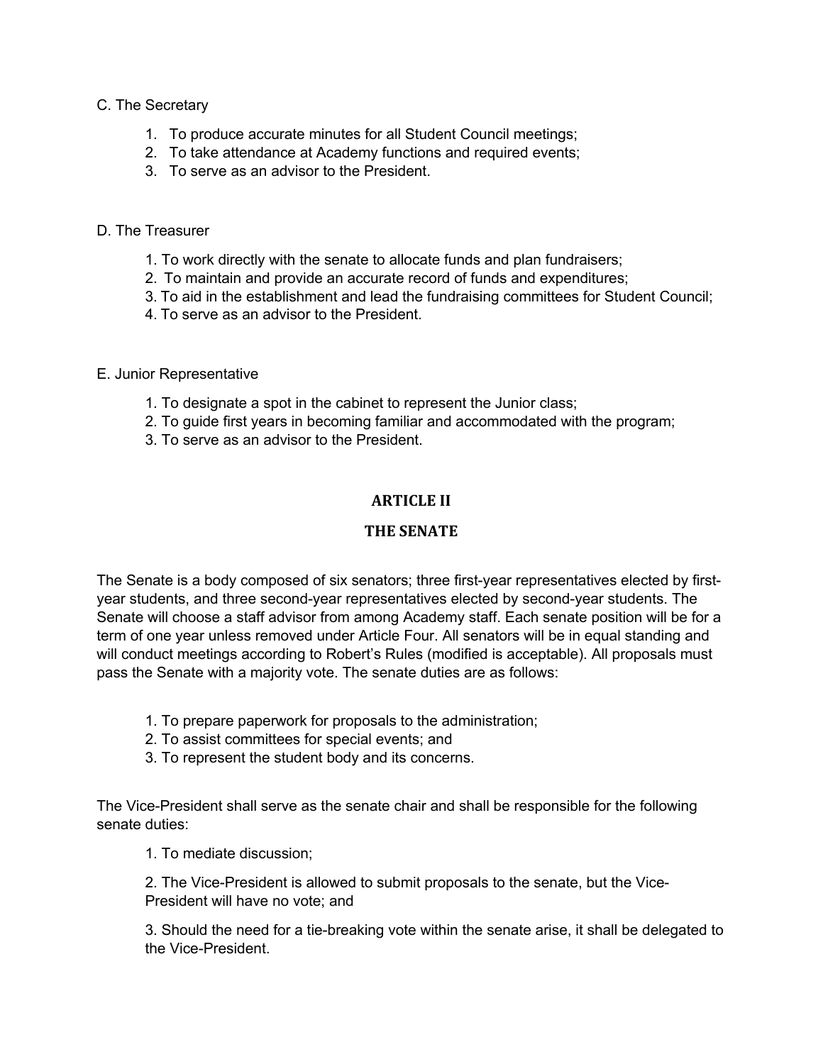C. The Secretary

1. To produce accurate minutes for all Student Council meetings;
2. To take attendance at Academy functions and required events;
3. To serve as an advisor to the President.

D. The Treasurer

1. To work directly with the senate to allocate funds and plan fundraisers;
2. To maintain and provide an accurate record of funds and expenditures;
3. To aid in the establishment and lead the fundraising committees for Student Council;
4. To serve as an advisor to the President.

E. Junior Representative

1. To designate a spot in the cabinet to represent the Junior class;
2. To guide first years in becoming familiar and accommodated with the program;
3. To serve as an advisor to the President.

## ARTICLE II

## THE SENATE

The Senate is a body composed of six senators; three first-year representatives elected by first-year students, and three second-year representatives elected by second-year students. The Senate will choose a staff advisor from among Academy staff. Each senate position will be for a term of one year unless removed under Article Four. All senators will be in equal standing and will conduct meetings according to Robert's Rules (modified is acceptable). All proposals must pass the Senate with a majority vote. The senate duties are as follows:

1. To prepare paperwork for proposals to the administration;
2. To assist committees for special events; and
3. To represent the student body and its concerns.

The Vice-President shall serve as the senate chair and shall be responsible for the following senate duties:

1. To mediate discussion;

2. The Vice-President is allowed to submit proposals to the senate, but the Vice-President will have no vote; and

3. Should the need for a tie-breaking vote within the senate arise, it shall be delegated to the Vice-President.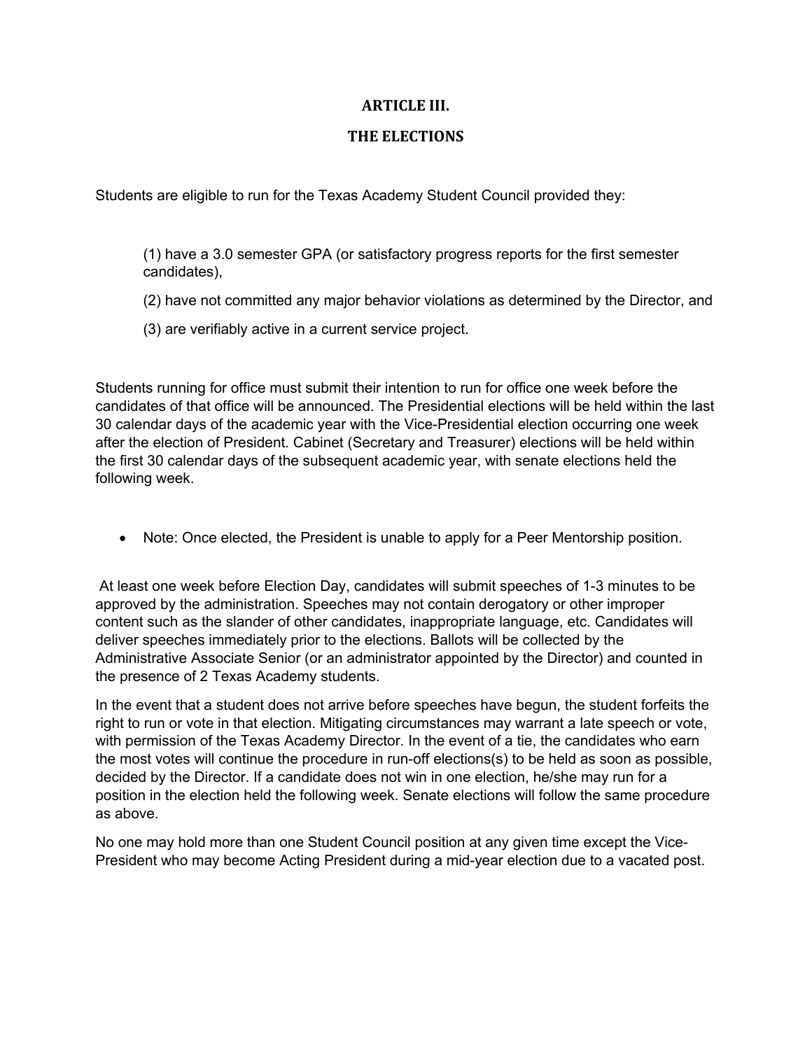## ARTICLE III.

## THE ELECTIONS

Students are eligible to run for the Texas Academy Student Council provided they:

(1) have a 3.0 semester GPA (or satisfactory progress reports for the first semester candidates),

(2) have not committed any major behavior violations as determined by the Director, and

(3) are verifiably active in a current service project.

Students running for office must submit their intention to run for office one week before the candidates of that office will be announced. The Presidential elections will be held within the last 30 calendar days of the academic year with the Vice-Presidential election occurring one week after the election of President. Cabinet (Secretary and Treasurer) elections will be held within the first 30 calendar days of the subsequent academic year, with senate elections held the following week.

- Note: Once elected, the President is unable to apply for a Peer Mentorship position.

At least one week before Election Day, candidates will submit speeches of 1-3 minutes to be approved by the administration. Speeches may not contain derogatory or other improper content such as the slander of other candidates, inappropriate language, etc. Candidates will deliver speeches immediately prior to the elections. Ballots will be collected by the Administrative Associate Senior (or an administrator appointed by the Director) and counted in the presence of 2 Texas Academy students.

In the event that a student does not arrive before speeches have begun, the student forfeits the right to run or vote in that election. Mitigating circumstances may warrant a late speech or vote, with permission of the Texas Academy Director. In the event of a tie, the candidates who earn the most votes will continue the procedure in run-off elections(s) to be held as soon as possible, decided by the Director. If a candidate does not win in one election, he/she may run for a position in the election held the following week. Senate elections will follow the same procedure as above.

No one may hold more than one Student Council position at any given time except the Vice-President who may become Acting President during a mid-year election due to a vacated post.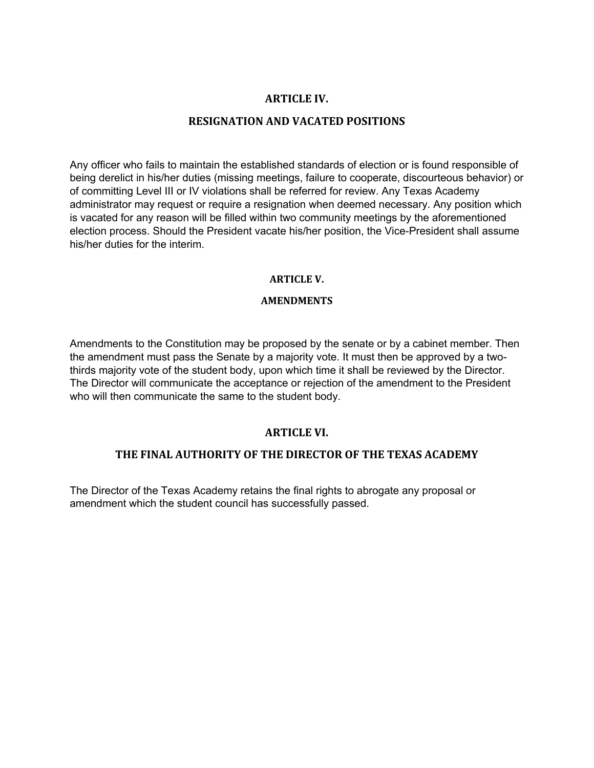## ARTICLE IV.

## RESIGNATION AND VACATED POSITIONS

Any officer who fails to maintain the established standards of election or is found responsible of being derelict in his/her duties (missing meetings, failure to cooperate, discourteous behavior) or of committing Level III or IV violations shall be referred for review. Any Texas Academy administrator may request or require a resignation when deemed necessary. Any position which is vacated for any reason will be filled within two community meetings by the aforementioned election process. Should the President vacate his/her position, the Vice-President shall assume his/her duties for the interim.

## ARTICLE V.

## AMENDMENTS

Amendments to the Constitution may be proposed by the senate or by a cabinet member. Then the amendment must pass the Senate by a majority vote. It must then be approved by a two-thirds majority vote of the student body, upon which time it shall be reviewed by the Director. The Director will communicate the acceptance or rejection of the amendment to the President who will then communicate the same to the student body.

## ARTICLE VI.

## THE FINAL AUTHORITY OF THE DIRECTOR OF THE TEXAS ACADEMY

The Director of the Texas Academy retains the final rights to abrogate any proposal or amendment which the student council has successfully passed.